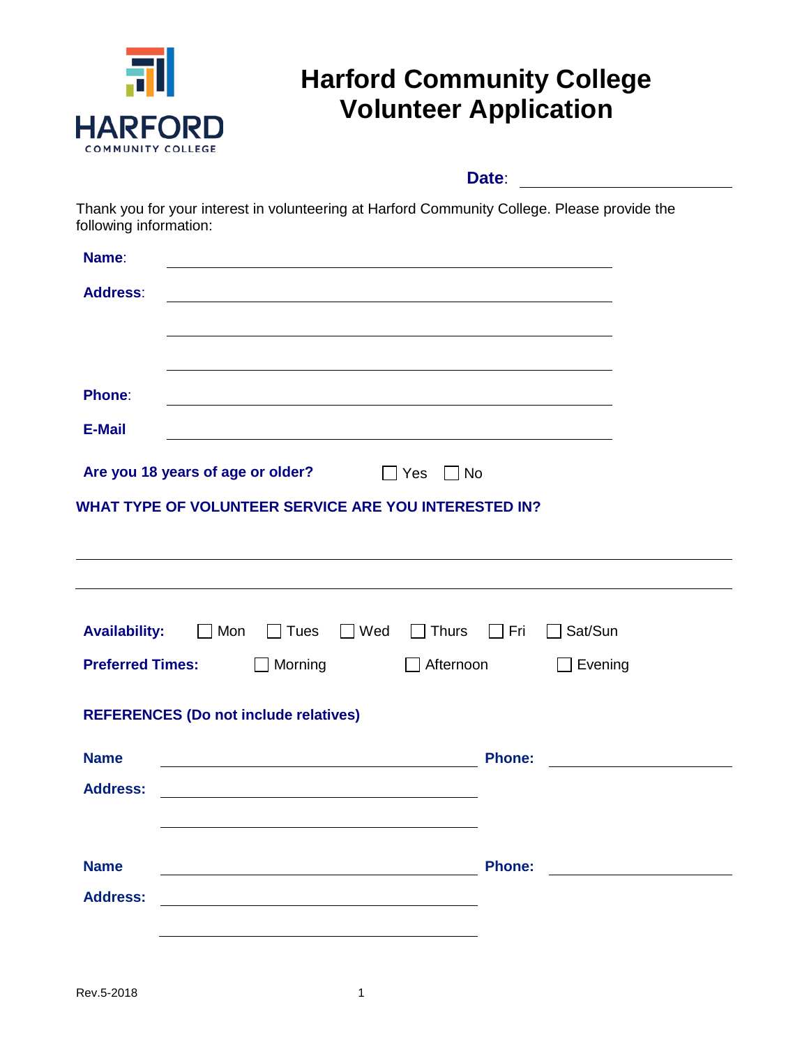HARFORD COMMUNITY COLLEGE

# Harford Community College Volunteer Application

**Date**: ____________________

Thank you for your interest in volunteering at Harford Community College. Please provide the following information:

**Name**: ________________________________________

**Address**: ________________________________________

________________________________________

________________________________________

**Phone**: ________________________________________

**E-Mail** ________________________________________

**Are you 18 years of age or older?** ☐ Yes ☐ No

**WHAT TYPE OF VOLUNTEER SERVICE ARE YOU INTERESTED IN?**

________________________________________

________________________________________

**Availability:** ☐ Mon ☐ Tues ☐ Wed ☐ Thurs ☐ Fri ☐ Sat/Sun

**Preferred Times:** ☐ Morning ☐ Afternoon ☐ Evening

**REFERENCES (Do not include relatives)**

**Name** ______________________________ **Phone:** ____________________

**Address:** ______________________________

______________________________

**Name** ______________________________ **Phone:** ____________________

**Address:** ______________________________

______________________________

Rev.5-2018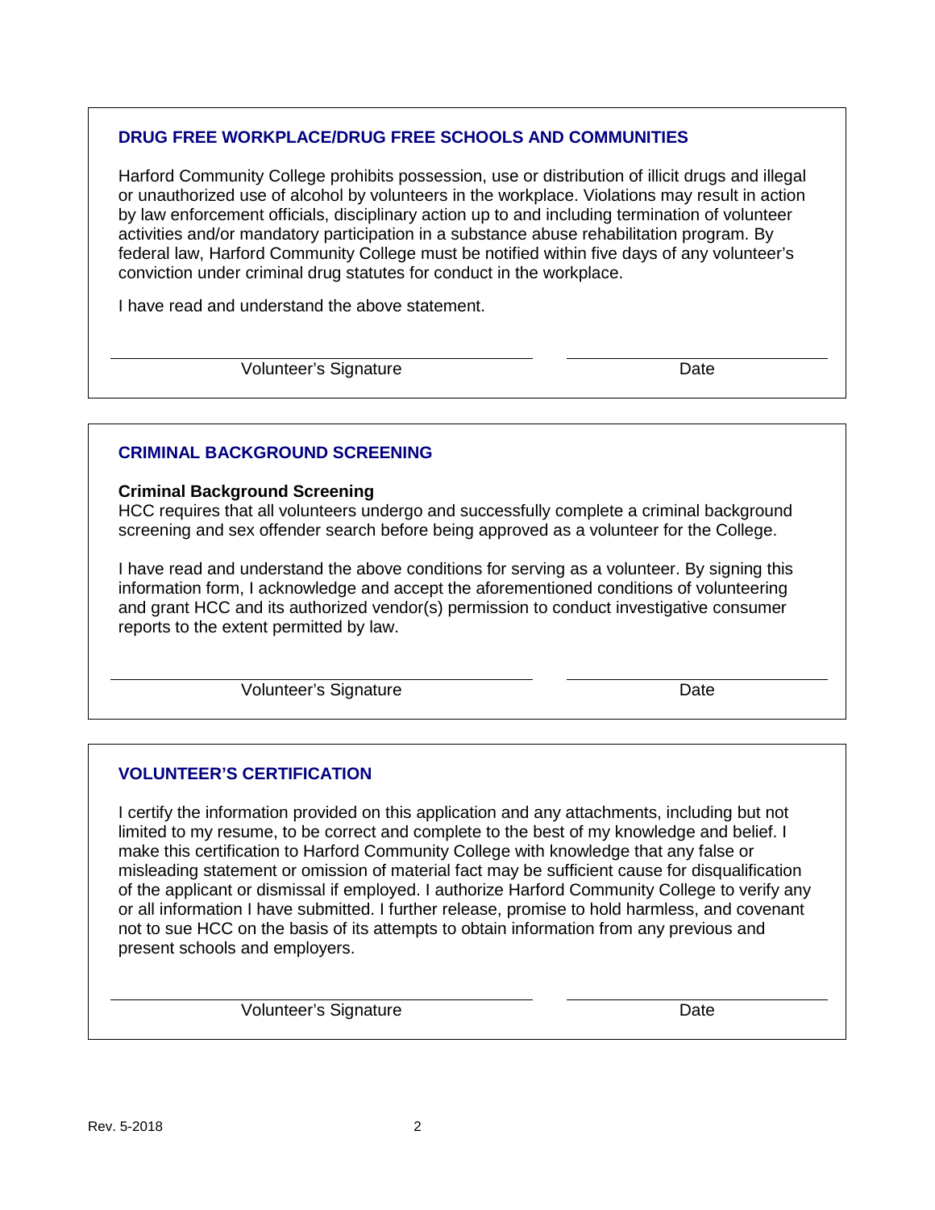## DRUG FREE WORKPLACE/DRUG FREE SCHOOLS AND COMMUNITIES

Harford Community College prohibits possession, use or distribution of illicit drugs and illegal or unauthorized use of alcohol by volunteers in the workplace. Violations may result in action by law enforcement officials, disciplinary action up to and including termination of volunteer activities and/or mandatory participation in a substance abuse rehabilitation program. By federal law, Harford Community College must be notified within five days of any volunteer's conviction under criminal drug statutes for conduct in the workplace.

I have read and understand the above statement.

\_\_\_\_\_\_\_\_\_\_\_\_\_\_\_\_\_\_\_\_\_\_\_\_\_\_\_\_\_\_\_\_\_\_\_\_ \_\_\_\_\_\_\_\_\_\_\_\_\_\_\_\_\_\_\_\_

Volunteer's Signature Date

## CRIMINAL BACKGROUND SCREENING

**Criminal Background Screening**

HCC requires that all volunteers undergo and successfully complete a criminal background screening and sex offender search before being approved as a volunteer for the College.

I have read and understand the above conditions for serving as a volunteer. By signing this information form, I acknowledge and accept the aforementioned conditions of volunteering and grant HCC and its authorized vendor(s) permission to conduct investigative consumer reports to the extent permitted by law.

\_\_\_\_\_\_\_\_\_\_\_\_\_\_\_\_\_\_\_\_\_\_\_\_\_\_\_\_\_\_\_\_\_\_\_\_ \_\_\_\_\_\_\_\_\_\_\_\_\_\_\_\_\_\_\_\_

Volunteer's Signature Date

## VOLUNTEER'S CERTIFICATION

I certify the information provided on this application and any attachments, including but not limited to my resume, to be correct and complete to the best of my knowledge and belief. I make this certification to Harford Community College with knowledge that any false or misleading statement or omission of material fact may be sufficient cause for disqualification of the applicant or dismissal if employed. I authorize Harford Community College to verify any or all information I have submitted. I further release, promise to hold harmless, and covenant not to sue HCC on the basis of its attempts to obtain information from any previous and present schools and employers.

\_\_\_\_\_\_\_\_\_\_\_\_\_\_\_\_\_\_\_\_\_\_\_\_\_\_\_\_\_\_\_\_\_\_\_\_ \_\_\_\_\_\_\_\_\_\_\_\_\_\_\_\_\_\_\_\_

Volunteer's Signature Date

Rev. 5-2018